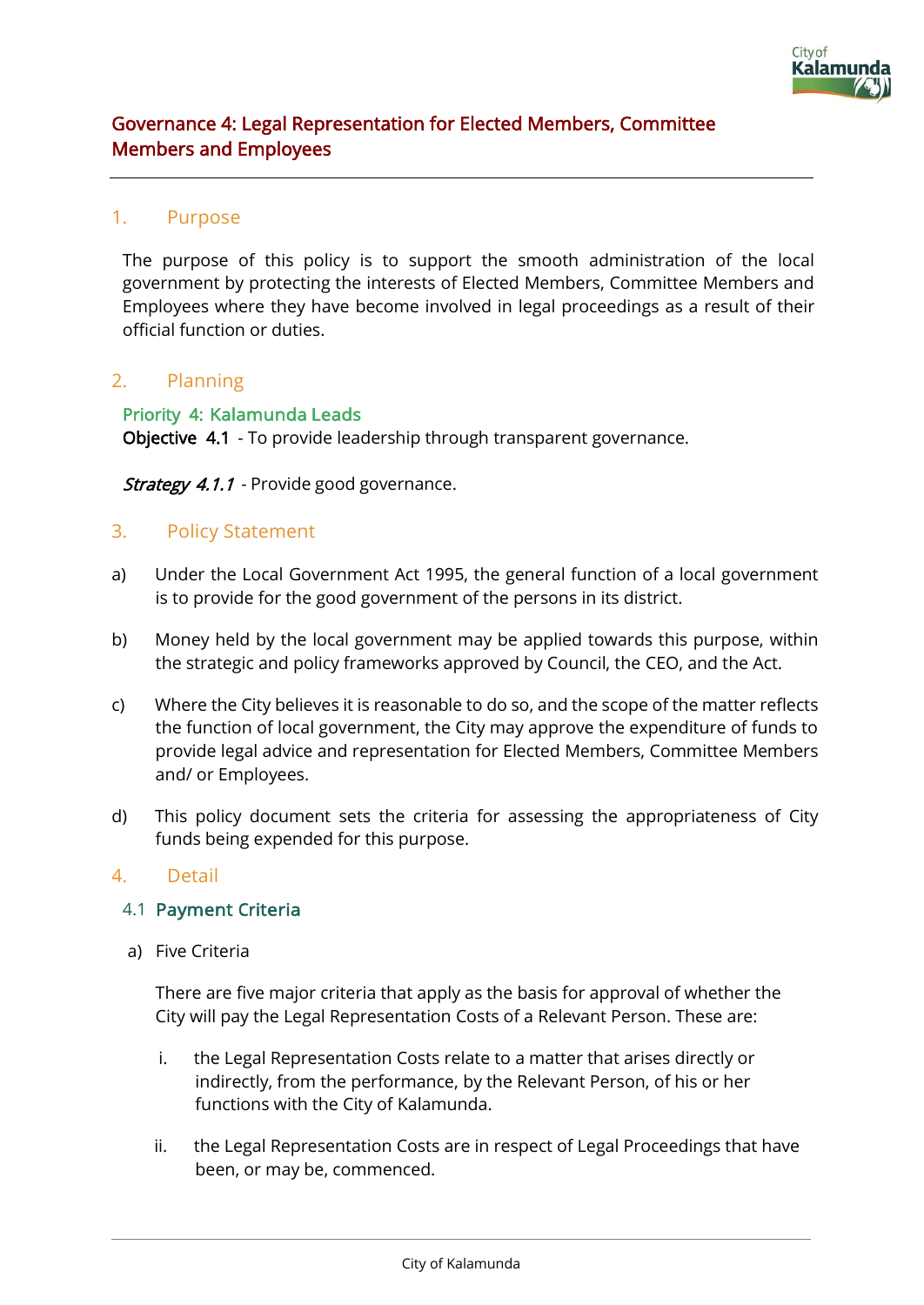# Governance 4: Legal Representation for Elected Members, Committee Members and Employees

## 1. Purpose

The purpose of this policy is to support the smooth administration of the local government by protecting the interests of Elected Members, Committee Members and Employees where they have become involved in legal proceedings as a result of their official function or duties.

## 2. Planning

**Priority 4: Kalamunda Leads**

**Objective 4.1** - To provide leadership through transparent governance.

***Strategy 4.1.1*** - Provide good governance.

## 3. Policy Statement

a) Under the Local Government Act 1995, the general function of a local government is to provide for the good government of the persons in its district.

b) Money held by the local government may be applied towards this purpose, within the strategic and policy frameworks approved by Council, the CEO, and the Act.

c) Where the City believes it is reasonable to do so, and the scope of the matter reflects the function of local government, the City may approve the expenditure of funds to provide legal advice and representation for Elected Members, Committee Members and/ or Employees.

d) This policy document sets the criteria for assessing the appropriateness of City funds being expended for this purpose.

## 4. Detail

### 4.1 Payment Criteria

a) Five Criteria

There are five major criteria that apply as the basis for approval of whether the City will pay the Legal Representation Costs of a Relevant Person. These are:

i. the Legal Representation Costs relate to a matter that arises directly or indirectly, from the performance, by the Relevant Person, of his or her functions with the City of Kalamunda.

ii. the Legal Representation Costs are in respect of Legal Proceedings that have been, or may be, commenced.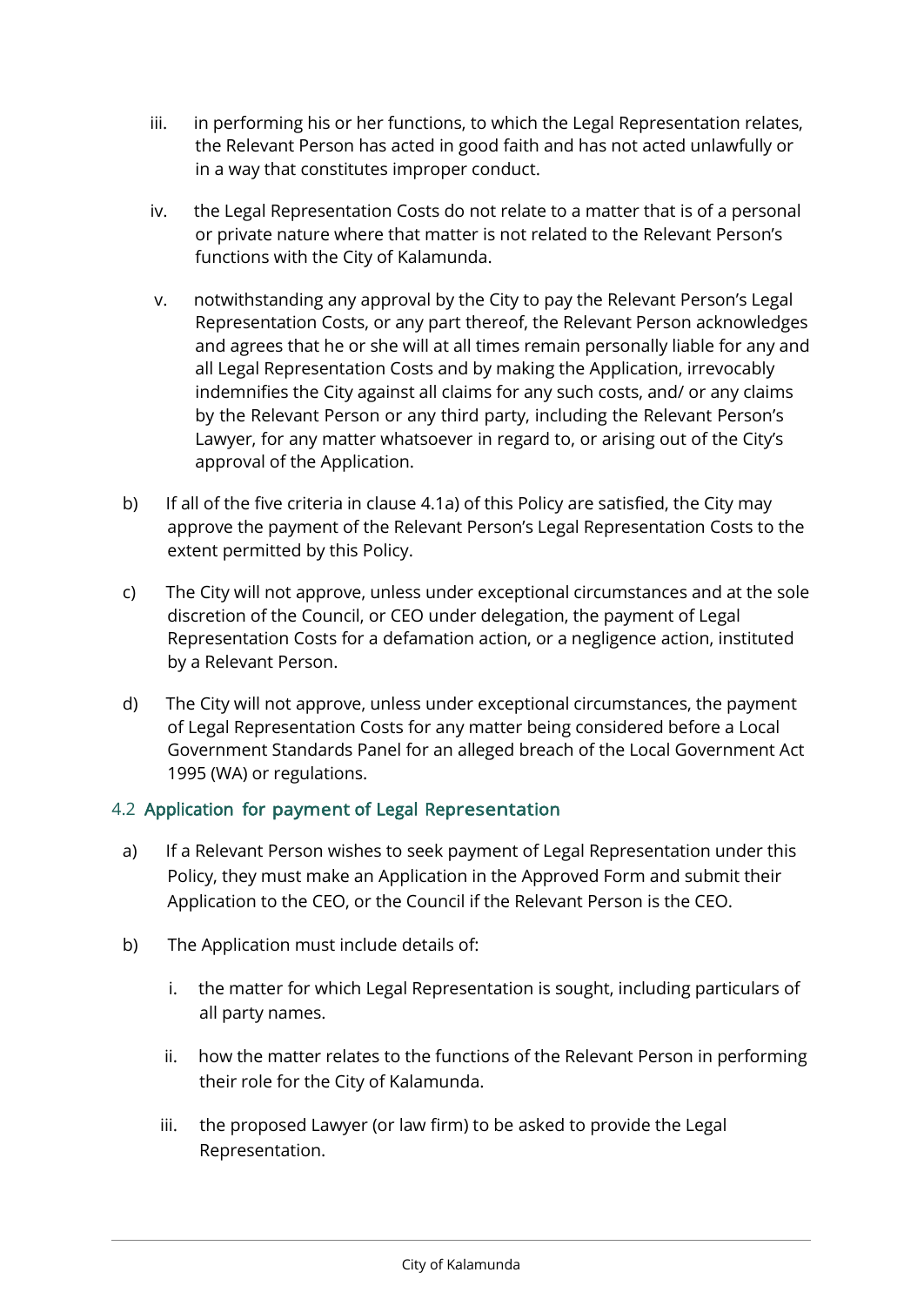iii. in performing his or her functions, to which the Legal Representation relates, the Relevant Person has acted in good faith and has not acted unlawfully or in a way that constitutes improper conduct.

iv. the Legal Representation Costs do not relate to a matter that is of a personal or private nature where that matter is not related to the Relevant Person's functions with the City of Kalamunda.

v. notwithstanding any approval by the City to pay the Relevant Person's Legal Representation Costs, or any part thereof, the Relevant Person acknowledges and agrees that he or she will at all times remain personally liable for any and all Legal Representation Costs and by making the Application, irrevocably indemnifies the City against all claims for any such costs, and/ or any claims by the Relevant Person or any third party, including the Relevant Person's Lawyer, for any matter whatsoever in regard to, or arising out of the City's approval of the Application.

b) If all of the five criteria in clause 4.1a) of this Policy are satisfied, the City may approve the payment of the Relevant Person's Legal Representation Costs to the extent permitted by this Policy.

c) The City will not approve, unless under exceptional circumstances and at the sole discretion of the Council, or CEO under delegation, the payment of Legal Representation Costs for a defamation action, or a negligence action, instituted by a Relevant Person.

d) The City will not approve, unless under exceptional circumstances, the payment of Legal Representation Costs for any matter being considered before a Local Government Standards Panel for an alleged breach of the Local Government Act 1995 (WA) or regulations.

### 4.2 Application for payment of Legal Representation

a) If a Relevant Person wishes to seek payment of Legal Representation under this Policy, they must make an Application in the Approved Form and submit their Application to the CEO, or the Council if the Relevant Person is the CEO.

b) The Application must include details of:

i. the matter for which Legal Representation is sought, including particulars of all party names.

ii. how the matter relates to the functions of the Relevant Person in performing their role for the City of Kalamunda.

iii. the proposed Lawyer (or law firm) to be asked to provide the Legal Representation.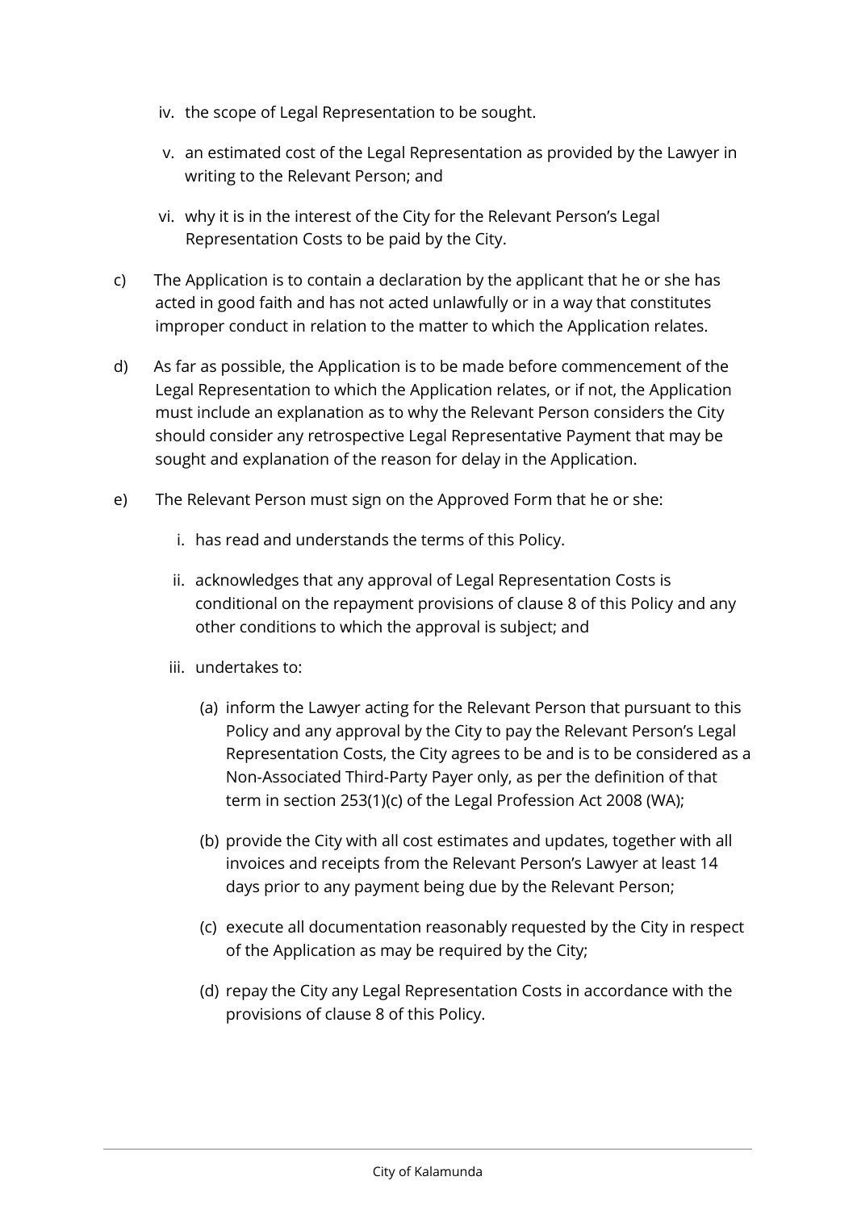iv. the scope of Legal Representation to be sought.

v. an estimated cost of the Legal Representation as provided by the Lawyer in writing to the Relevant Person; and

vi. why it is in the interest of the City for the Relevant Person's Legal Representation Costs to be paid by the City.

c) The Application is to contain a declaration by the applicant that he or she has acted in good faith and has not acted unlawfully or in a way that constitutes improper conduct in relation to the matter to which the Application relates.

d) As far as possible, the Application is to be made before commencement of the Legal Representation to which the Application relates, or if not, the Application must include an explanation as to why the Relevant Person considers the City should consider any retrospective Legal Representative Payment that may be sought and explanation of the reason for delay in the Application.

e) The Relevant Person must sign on the Approved Form that he or she:

i. has read and understands the terms of this Policy.

ii. acknowledges that any approval of Legal Representation Costs is conditional on the repayment provisions of clause 8 of this Policy and any other conditions to which the approval is subject; and

iii. undertakes to:

(a) inform the Lawyer acting for the Relevant Person that pursuant to this Policy and any approval by the City to pay the Relevant Person's Legal Representation Costs, the City agrees to be and is to be considered as a Non-Associated Third-Party Payer only, as per the definition of that term in section 253(1)(c) of the Legal Profession Act 2008 (WA);

(b) provide the City with all cost estimates and updates, together with all invoices and receipts from the Relevant Person's Lawyer at least 14 days prior to any payment being due by the Relevant Person;

(c) execute all documentation reasonably requested by the City in respect of the Application as may be required by the City;

(d) repay the City any Legal Representation Costs in accordance with the provisions of clause 8 of this Policy.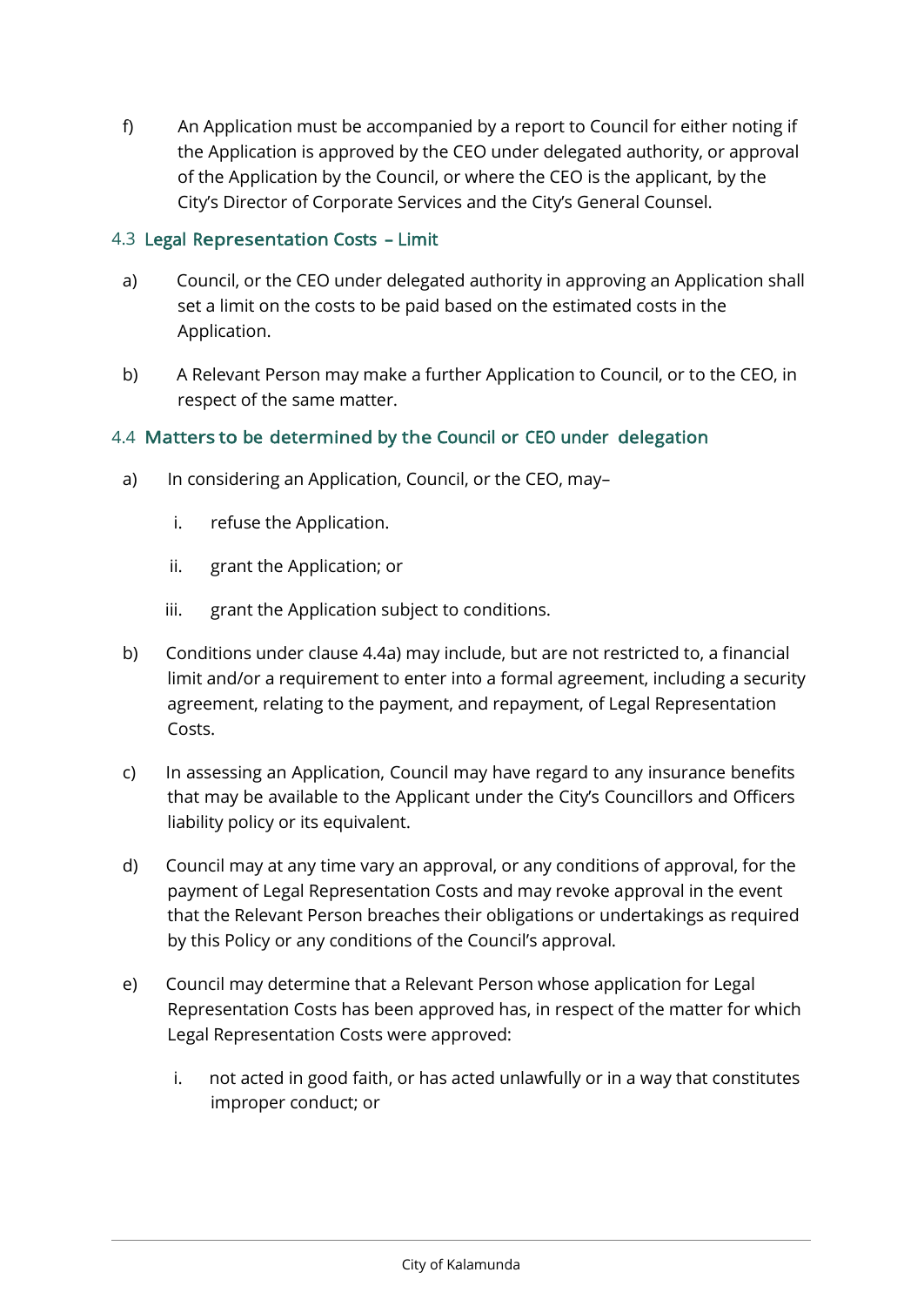f) An Application must be accompanied by a report to Council for either noting if the Application is approved by the CEO under delegated authority, or approval of the Application by the Council, or where the CEO is the applicant, by the City's Director of Corporate Services and the City's General Counsel.

### 4.3 Legal Representation Costs – Limit

a) Council, or the CEO under delegated authority in approving an Application shall set a limit on the costs to be paid based on the estimated costs in the Application.

b) A Relevant Person may make a further Application to Council, or to the CEO, in respect of the same matter.

### 4.4 Matters to be determined by the Council or CEO under delegation

a) In considering an Application, Council, or the CEO, may–

   i. refuse the Application.

   ii. grant the Application; or

   iii. grant the Application subject to conditions.

b) Conditions under clause 4.4a) may include, but are not restricted to, a financial limit and/or a requirement to enter into a formal agreement, including a security agreement, relating to the payment, and repayment, of Legal Representation Costs.

c) In assessing an Application, Council may have regard to any insurance benefits that may be available to the Applicant under the City's Councillors and Officers liability policy or its equivalent.

d) Council may at any time vary an approval, or any conditions of approval, for the payment of Legal Representation Costs and may revoke approval in the event that the Relevant Person breaches their obligations or undertakings as required by this Policy or any conditions of the Council's approval.

e) Council may determine that a Relevant Person whose application for Legal Representation Costs has been approved has, in respect of the matter for which Legal Representation Costs were approved:

   i. not acted in good faith, or has acted unlawfully or in a way that constitutes improper conduct; or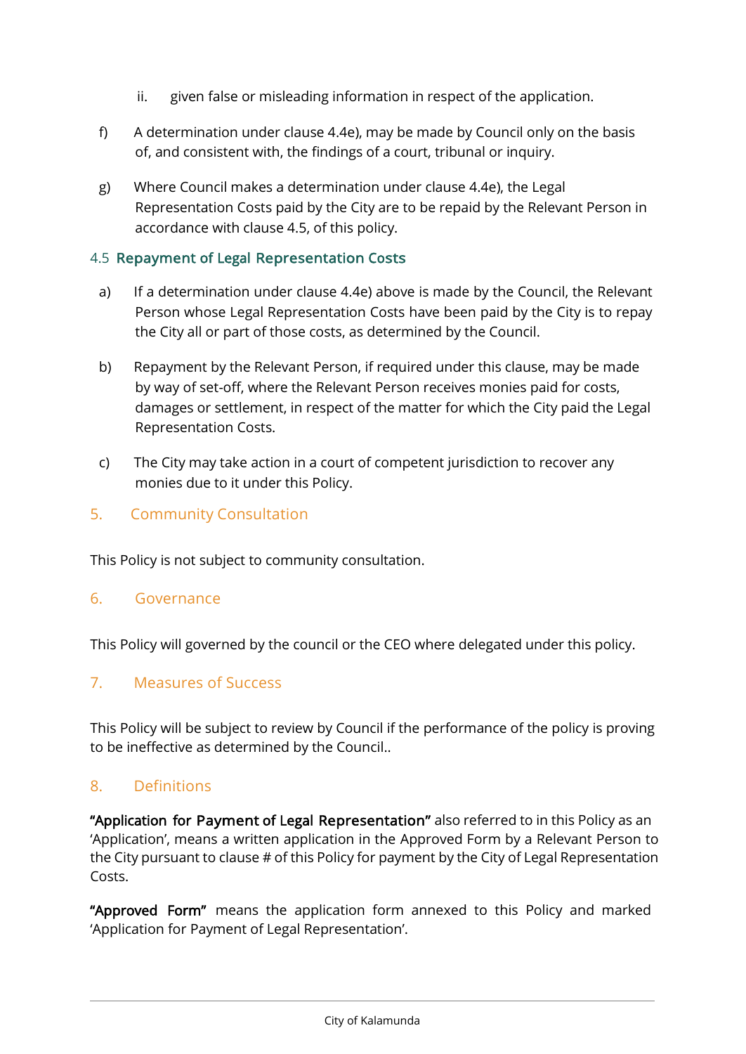ii. given false or misleading information in respect of the application.

f) A determination under clause 4.4e), may be made by Council only on the basis of, and consistent with, the findings of a court, tribunal or inquiry.

g) Where Council makes a determination under clause 4.4e), the Legal Representation Costs paid by the City are to be repaid by the Relevant Person in accordance with clause 4.5, of this policy.

### 4.5 Repayment of Legal Representation Costs

a) If a determination under clause 4.4e) above is made by the Council, the Relevant Person whose Legal Representation Costs have been paid by the City is to repay the City all or part of those costs, as determined by the Council.

b) Repayment by the Relevant Person, if required under this clause, may be made by way of set-off, where the Relevant Person receives monies paid for costs, damages or settlement, in respect of the matter for which the City paid the Legal Representation Costs.

c) The City may take action in a court of competent jurisdiction to recover any monies due to it under this Policy.

## 5. Community Consultation

This Policy is not subject to community consultation.

## 6. Governance

This Policy will governed by the council or the CEO where delegated under this policy.

## 7. Measures of Success

This Policy will be subject to review by Council if the performance of the policy is proving to be ineffective as determined by the Council..

## 8. Definitions

**"Application for Payment of Legal Representation"** also referred to in this Policy as an 'Application', means a written application in the Approved Form by a Relevant Person to the City pursuant to clause # of this Policy for payment by the City of Legal Representation Costs.

**"Approved Form"** means the application form annexed to this Policy and marked 'Application for Payment of Legal Representation'.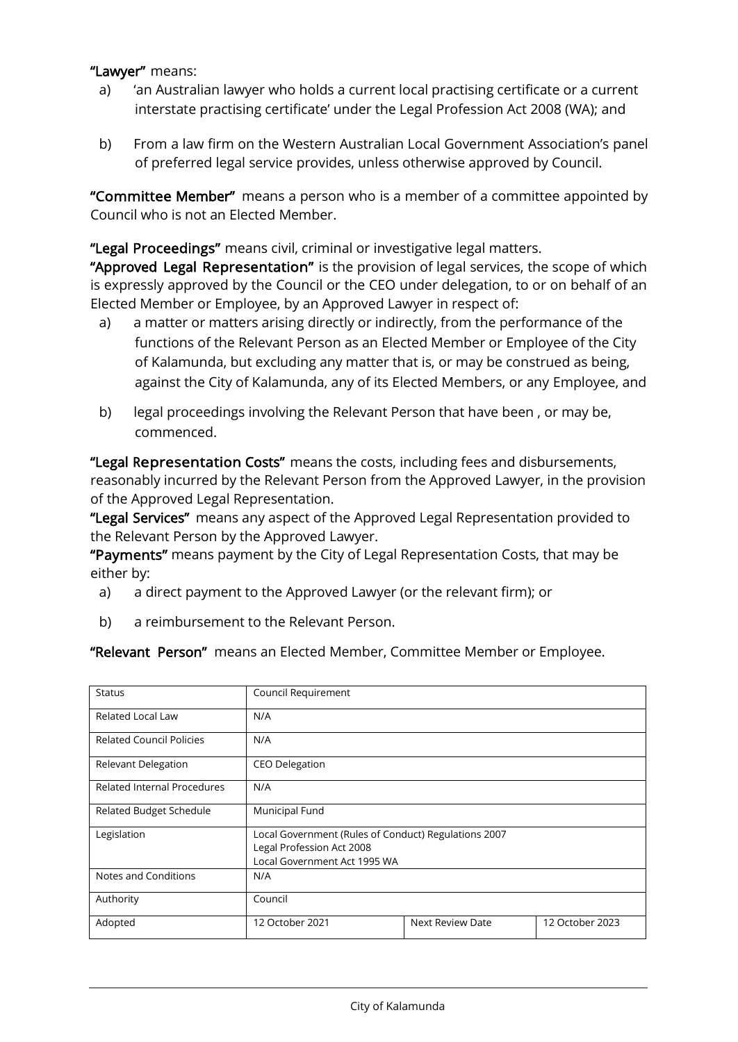**"Lawyer"** means:

a) 'an Australian lawyer who holds a current local practising certificate or a current interstate practising certificate' under the Legal Profession Act 2008 (WA); and

b) From a law firm on the Western Australian Local Government Association's panel of preferred legal service provides, unless otherwise approved by Council.

**"Committee Member"** means a person who is a member of a committee appointed by Council who is not an Elected Member.

**"Legal Proceedings"** means civil, criminal or investigative legal matters.

**"Approved Legal Representation"** is the provision of legal services, the scope of which is expressly approved by the Council or the CEO under delegation, to or on behalf of an Elected Member or Employee, by an Approved Lawyer in respect of:

a) a matter or matters arising directly or indirectly, from the performance of the functions of the Relevant Person as an Elected Member or Employee of the City of Kalamunda, but excluding any matter that is, or may be construed as being, against the City of Kalamunda, any of its Elected Members, or any Employee, and

b) legal proceedings involving the Relevant Person that have been , or may be, commenced.

**"Legal Representation Costs"** means the costs, including fees and disbursements, reasonably incurred by the Relevant Person from the Approved Lawyer, in the provision of the Approved Legal Representation.

**"Legal Services"** means any aspect of the Approved Legal Representation provided to the Relevant Person by the Approved Lawyer.

**"Payments"** means payment by the City of Legal Representation Costs, that may be either by:

a) a direct payment to the Approved Lawyer (or the relevant firm); or

b) a reimbursement to the Relevant Person.

**"Relevant Person"** means an Elected Member, Committee Member or Employee.

| | | | |
|---|---|---|---|
| Status | Council Requirement | | |
| Related Local Law | N/A | | |
| Related Council Policies | N/A | | |
| Relevant Delegation | CEO Delegation | | |
| Related Internal Procedures | N/A | | |
| Related Budget Schedule | Municipal Fund | | |
| Legislation | Local Government (Rules of Conduct) Regulations 2007<br>Legal Profession Act 2008<br>Local Government Act 1995 WA | | |
| Notes and Conditions | N/A | | |
| Authority | Council | | |
| Adopted | 12 October 2021 | Next Review Date | 12 October 2023 |